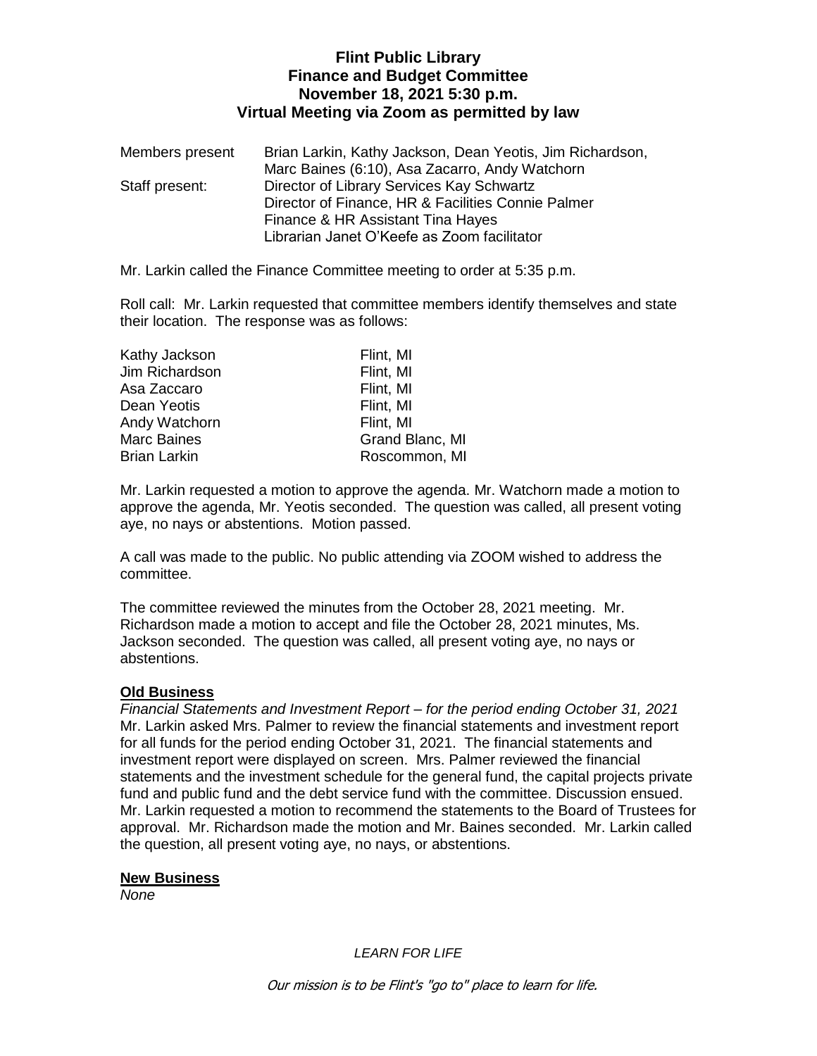# Flint Public Library
## Finance and Budget Committee
### November 18, 2021 5:30 p.m.
### Virtual Meeting via Zoom as permitted by law

| | |
|---|---|
| Members present | Brian Larkin, Kathy Jackson, Dean Yeotis, Jim Richardson, Marc Baines (6:10), Asa Zacarro, Andy Watchorn |
| Staff present: | Director of Library Services Kay Schwartz<br>Director of Finance, HR & Facilities Connie Palmer<br>Finance & HR Assistant Tina Hayes<br>Librarian Janet O'Keefe as Zoom facilitator |

Mr. Larkin called the Finance Committee meeting to order at 5:35 p.m.

Roll call: Mr. Larkin requested that committee members identify themselves and state their location. The response was as follows:

| | |
|---|---|
| Kathy Jackson | Flint, MI |
| Jim Richardson | Flint, MI |
| Asa Zaccaro | Flint, MI |
| Dean Yeotis | Flint, MI |
| Andy Watchorn | Flint, MI |
| Marc Baines | Grand Blanc, MI |
| Brian Larkin | Roscommon, MI |

Mr. Larkin requested a motion to approve the agenda. Mr. Watchorn made a motion to approve the agenda, Mr. Yeotis seconded. The question was called, all present voting aye, no nays or abstentions. Motion passed.

A call was made to the public. No public attending via ZOOM wished to address the committee.

The committee reviewed the minutes from the October 28, 2021 meeting. Mr. Richardson made a motion to accept and file the October 28, 2021 minutes, Ms. Jackson seconded. The question was called, all present voting aye, no nays or abstentions.

**Old Business**

*Financial Statements and Investment Report – for the period ending October 31, 2021*
Mr. Larkin asked Mrs. Palmer to review the financial statements and investment report for all funds for the period ending October 31, 2021. The financial statements and investment report were displayed on screen. Mrs. Palmer reviewed the financial statements and the investment schedule for the general fund, the capital projects private fund and public fund and the debt service fund with the committee. Discussion ensued. Mr. Larkin requested a motion to recommend the statements to the Board of Trustees for approval. Mr. Richardson made the motion and Mr. Baines seconded. Mr. Larkin called the question, all present voting aye, no nays, or abstentions.

**New Business**

*None*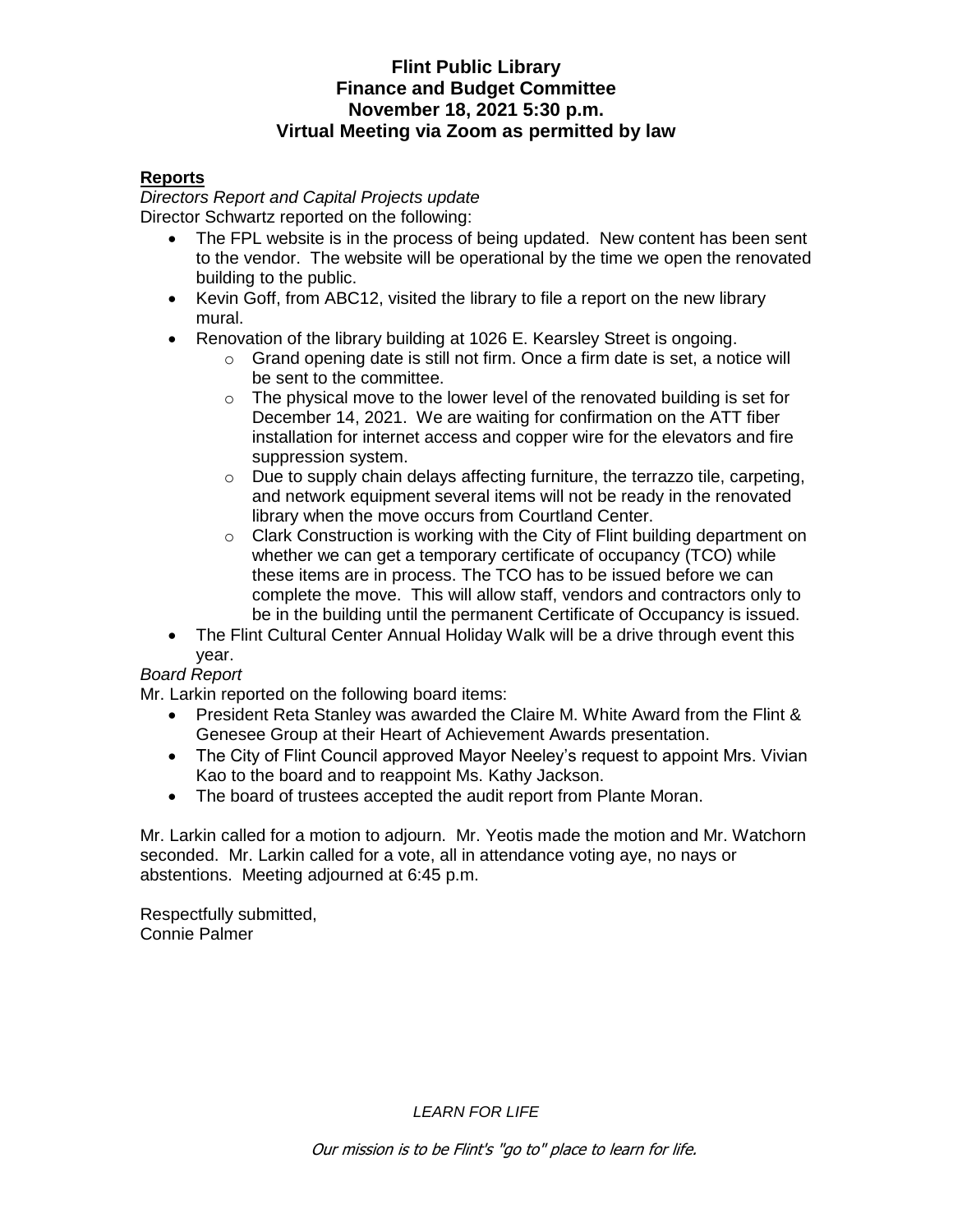# Flint Public Library
## Finance and Budget Committee
## November 18, 2021 5:30 p.m.
## Virtual Meeting via Zoom as permitted by law

**Reports**

*Directors Report and Capital Projects update*

Director Schwartz reported on the following:

- The FPL website is in the process of being updated. New content has been sent to the vendor. The website will be operational by the time we open the renovated building to the public.
- Kevin Goff, from ABC12, visited the library to file a report on the new library mural.
- Renovation of the library building at 1026 E. Kearsley Street is ongoing.
  - Grand opening date is still not firm. Once a firm date is set, a notice will be sent to the committee.
  - The physical move to the lower level of the renovated building is set for December 14, 2021. We are waiting for confirmation on the ATT fiber installation for internet access and copper wire for the elevators and fire suppression system.
  - Due to supply chain delays affecting furniture, the terrazzo tile, carpeting, and network equipment several items will not be ready in the renovated library when the move occurs from Courtland Center.
  - Clark Construction is working with the City of Flint building department on whether we can get a temporary certificate of occupancy (TCO) while these items are in process. The TCO has to be issued before we can complete the move. This will allow staff, vendors and contractors only to be in the building until the permanent Certificate of Occupancy is issued.
- The Flint Cultural Center Annual Holiday Walk will be a drive through event this year.

*Board Report*

Mr. Larkin reported on the following board items:

- President Reta Stanley was awarded the Claire M. White Award from the Flint & Genesee Group at their Heart of Achievement Awards presentation.
- The City of Flint Council approved Mayor Neeley's request to appoint Mrs. Vivian Kao to the board and to reappoint Ms. Kathy Jackson.
- The board of trustees accepted the audit report from Plante Moran.

Mr. Larkin called for a motion to adjourn. Mr. Yeotis made the motion and Mr. Watchorn seconded. Mr. Larkin called for a vote, all in attendance voting aye, no nays or abstentions. Meeting adjourned at 6:45 p.m.

Respectfully submitted,
Connie Palmer

*LEARN FOR LIFE*

*Our mission is to be Flint's "go to" place to learn for life.*